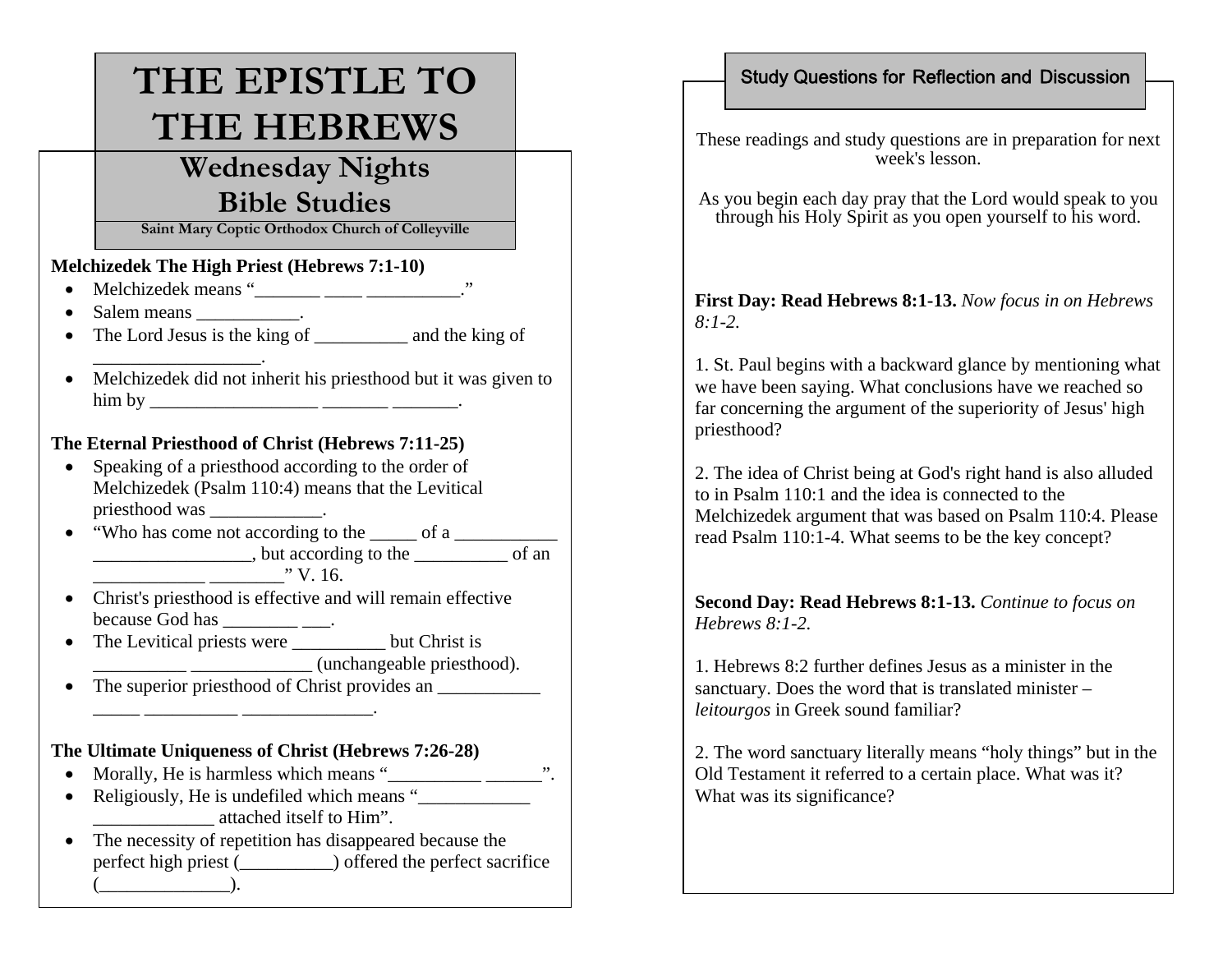# THE EPISTLE TO THE HEBREWS

## Wednesday Nights Bible Studies

**Saint Mary Coptic Orthodox Church of Colleyville**

**Melchizedek The High Priest (Hebrews 7:1-10)**

- Melchizedek means "_______ ____ __________."
- Salem means ___________.
- The Lord Jesus is the king of __________ and the king of __________________.
- Melchizedek did not inherit his priesthood but it was given to him by __________________ _______ _______.

**The Eternal Priesthood of Christ (Hebrews 7:11-25)**

- Speaking of a priesthood according to the order of Melchizedek (Psalm 110:4) means that the Levitical priesthood was ____________.
- "Who has come not according to the _____ of a ___________ _________________, but according to the __________ of an ____________ ________" V. 16.
- Christ's priesthood is effective and will remain effective because God has ________ ___.
- The Levitical priests were __________ but Christ is __________ _____________ (unchangeable priesthood).
- The superior priesthood of Christ provides an ___________ _____ __________ ______________.

**The Ultimate Uniqueness of Christ (Hebrews 7:26-28)**

- Morally, He is harmless which means "__________ ______".
- Religiously, He is undefiled which means "____________ _____________ attached itself to Him".
- The necessity of repetition has disappeared because the perfect high priest (__________) offered the perfect sacrifice (______________).

## Study Questions for Reflection and Discussion

These readings and study questions are in preparation for next week's lesson.

As you begin each day pray that the Lord would speak to you through his Holy Spirit as you open yourself to his word.

**First Day: Read Hebrews 8:1-13.** *Now focus in on Hebrews 8:1-2.*

1. St. Paul begins with a backward glance by mentioning what we have been saying. What conclusions have we reached so far concerning the argument of the superiority of Jesus' high priesthood?

2. The idea of Christ being at God's right hand is also alluded to in Psalm 110:1 and the idea is connected to the Melchizedek argument that was based on Psalm 110:4. Please read Psalm 110:1-4. What seems to be the key concept?

**Second Day: Read Hebrews 8:1-13.** *Continue to focus on Hebrews 8:1-2.*

1. Hebrews 8:2 further defines Jesus as a minister in the sanctuary. Does the word that is translated minister – *leitourgos* in Greek sound familiar?

2. The word sanctuary literally means "holy things" but in the Old Testament it referred to a certain place. What was it? What was its significance?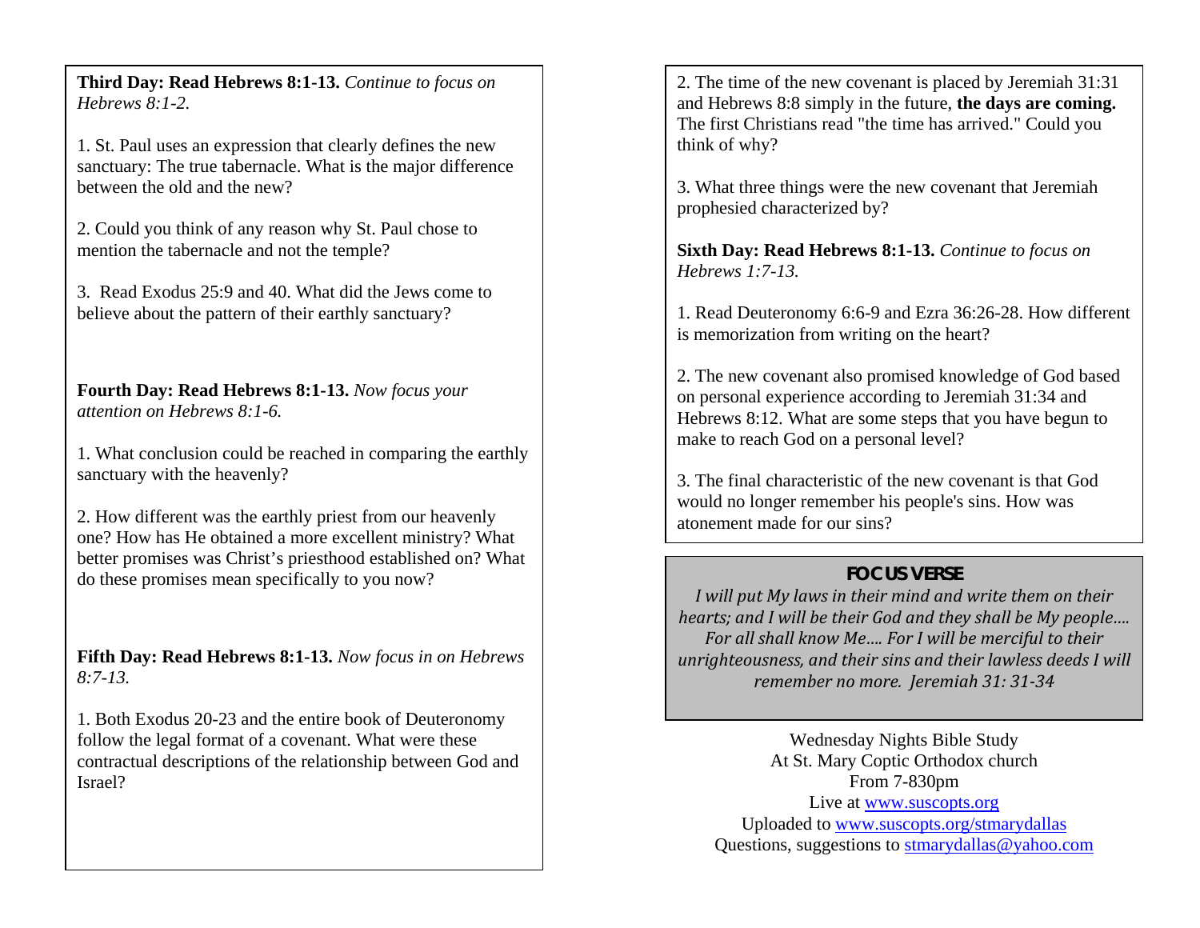**Third Day: Read Hebrews 8:1-13.** *Continue to focus on Hebrews 8:1-2.*

1. St. Paul uses an expression that clearly defines the new sanctuary: The true tabernacle. What is the major difference between the old and the new?

2. Could you think of any reason why St. Paul chose to mention the tabernacle and not the temple?

3. Read Exodus 25:9 and 40. What did the Jews come to believe about the pattern of their earthly sanctuary?

**Fourth Day: Read Hebrews 8:1-13.** *Now focus your attention on Hebrews 8:1-6.*

1. What conclusion could be reached in comparing the earthly sanctuary with the heavenly?

2. How different was the earthly priest from our heavenly one? How has He obtained a more excellent ministry? What better promises was Christ's priesthood established on? What do these promises mean specifically to you now?

**Fifth Day: Read Hebrews 8:1-13.** *Now focus in on Hebrews 8:7-13.*

1. Both Exodus 20-23 and the entire book of Deuteronomy follow the legal format of a covenant. What were these contractual descriptions of the relationship between God and Israel?

2. The time of the new covenant is placed by Jeremiah 31:31 and Hebrews 8:8 simply in the future, **the days are coming.** The first Christians read "the time has arrived." Could you think of why?

3. What three things were the new covenant that Jeremiah prophesied characterized by?

**Sixth Day: Read Hebrews 8:1-13.** *Continue to focus on Hebrews 1:7-13.*

1. Read Deuteronomy 6:6-9 and Ezra 36:26-28. How different is memorization from writing on the heart?

2. The new covenant also promised knowledge of God based on personal experience according to Jeremiah 31:34 and Hebrews 8:12. What are some steps that you have begun to make to reach God on a personal level?

3. The final characteristic of the new covenant is that God would no longer remember his people's sins. How was atonement made for our sins?

**FOCUS VERSE**

*I will put My laws in their mind and write them on their hearts; and I will be their God and they shall be My people…. For all shall know Me…. For I will be merciful to their unrighteousness, and their sins and their lawless deeds I will remember no more. Jeremiah 31: 31-34*

Wednesday Nights Bible Study
At St. Mary Coptic Orthodox church
From 7-830pm
Live at www.suscopts.org
Uploaded to www.suscopts.org/stmarydallas
Questions, suggestions to stmarydallas@yahoo.com